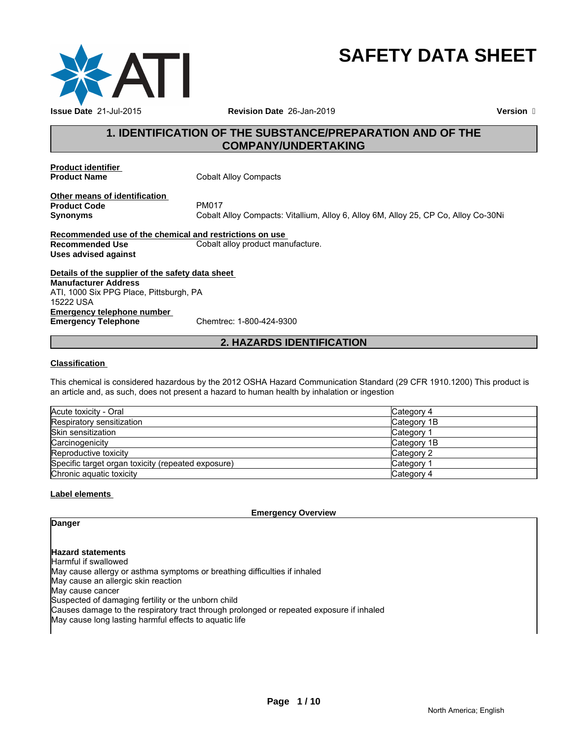# SAFETY DATA SHEET

**Issue Date** 21-Jul-2015 **Revision Date** 26-Jan-2019 **Version** 

## 1. IDENTIFICATION OF THE SUBSTANCE/PREPARATION AND OF THE COMPANY/UNDERTAKING

**Product identifier**

**Product Name** Cobalt Alloy Compacts

**Other means of identification**

**Product Code** PM017

**Synonyms** Cobalt Alloy Compacts: Vitallium, Alloy 6, Alloy 6M, Alloy 25, CP Co, Alloy Co-30Ni

**Recommended use of the chemical and restrictions on use**

**Recommended Use** Cobalt alloy product manufacture.

**Uses advised against**

**Details of the supplier of the safety data sheet**

**Manufacturer Address**
ATI, 1000 Six PPG Place, Pittsburgh, PA
15222 USA

**Emergency telephone number**

**Emergency Telephone** Chemtrec: 1-800-424-9300

## 2. HAZARDS IDENTIFICATION

**Classification**

This chemical is considered hazardous by the 2012 OSHA Hazard Communication Standard (29 CFR 1910.1200) This product is an article and, as such, does not present a hazard to human health by inhalation or ingestion

| | |
|---|---|
| Acute toxicity - Oral | Category 4 |
| Respiratory sensitization | Category 1B |
| Skin sensitization | Category 1 |
| Carcinogenicity | Category 1B |
| Reproductive toxicity | Category 2 |
| Specific target organ toxicity (repeated exposure) | Category 1 |
| Chronic aquatic toxicity | Category 4 |

**Label elements**

**Emergency Overview**

**Danger**

**Hazard statements**

Harmful if swallowed
May cause allergy or asthma symptoms or breathing difficulties if inhaled
May cause an allergic skin reaction
May cause cancer
Suspected of damaging fertility or the unborn child
Causes damage to the respiratory tract through prolonged or repeated exposure if inhaled
May cause long lasting harmful effects to aquatic life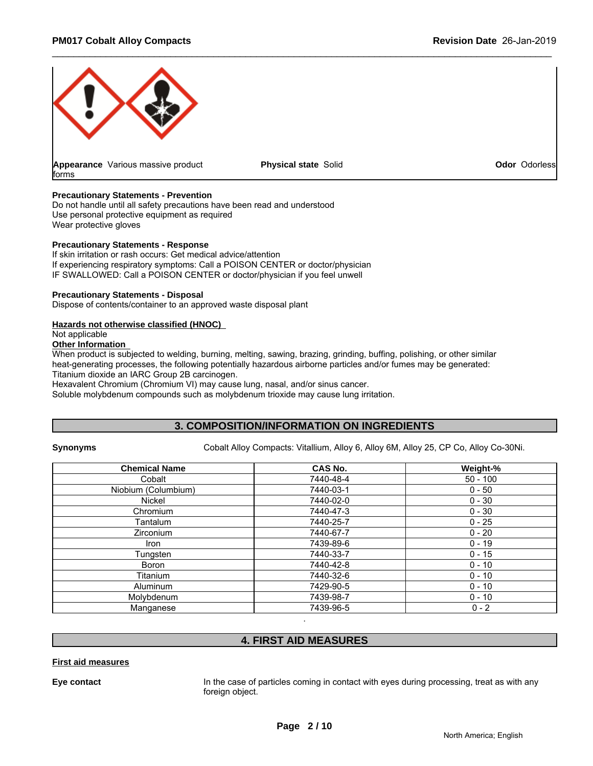**Appearance** Various massive product forms | **Physical state** Solid | **Odor** Odorless

**Precautionary Statements - Prevention**
Do not handle until all safety precautions have been read and understood
Use personal protective equipment as required
Wear protective gloves

**Precautionary Statements - Response**
If skin irritation or rash occurs: Get medical advice/attention
If experiencing respiratory symptoms: Call a POISON CENTER or doctor/physician
IF SWALLOWED: Call a POISON CENTER or doctor/physician if you feel unwell

**Precautionary Statements - Disposal**
Dispose of contents/container to an approved waste disposal plant

**Hazards not otherwise classified (HNOC)**
Not applicable

**Other Information**
When product is subjected to welding, burning, melting, sawing, brazing, grinding, buffing, polishing, or other similar heat-generating processes, the following potentially hazardous airborne particles and/or fumes may be generated:
Titanium dioxide an IARC Group 2B carcinogen.
Hexavalent Chromium (Chromium VI) may cause lung, nasal, and/or sinus cancer.
Soluble molybdenum compounds such as molybdenum trioxide may cause lung irritation.

## 3. COMPOSITION/INFORMATION ON INGREDIENTS

**Synonyms** Cobalt Alloy Compacts: Vitallium, Alloy 6, Alloy 6M, Alloy 25, CP Co, Alloy Co-30Ni.

| Chemical Name | CAS No. | Weight-% |
|---|---|---|
| Cobalt | 7440-48-4 | 50 - 100 |
| Niobium (Columbium) | 7440-03-1 | 0 - 50 |
| Nickel | 7440-02-0 | 0 - 30 |
| Chromium | 7440-47-3 | 0 - 30 |
| Tantalum | 7440-25-7 | 0 - 25 |
| Zirconium | 7440-67-7 | 0 - 20 |
| Iron | 7439-89-6 | 0 - 19 |
| Tungsten | 7440-33-7 | 0 - 15 |
| Boron | 7440-42-8 | 0 - 10 |
| Titanium | 7440-32-6 | 0 - 10 |
| Aluminum | 7429-90-5 | 0 - 10 |
| Molybdenum | 7439-98-7 | 0 - 10 |
| Manganese | 7439-96-5 | 0 - 2 |

## 4. FIRST AID MEASURES

**First aid measures**

**Eye contact** In the case of particles coming in contact with eyes during processing, treat as with any foreign object.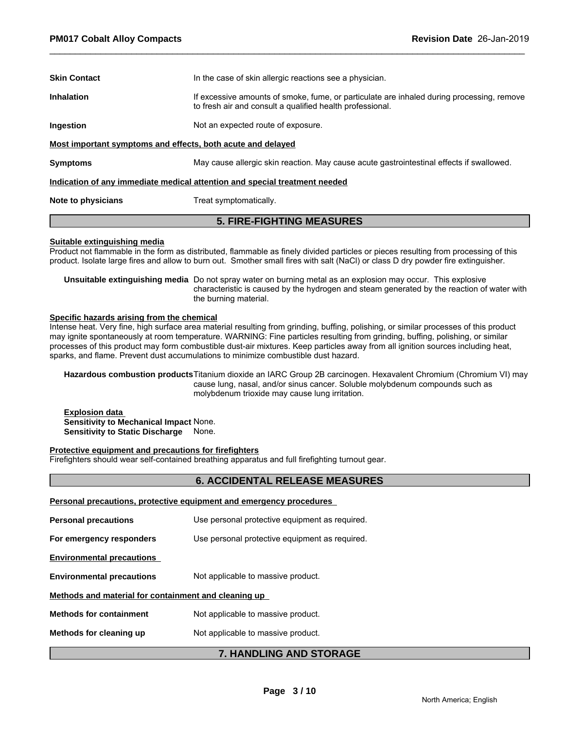**Skin Contact** In the case of skin allergic reactions see a physician.

**Inhalation** If excessive amounts of smoke, fume, or particulate are inhaled during processing, remove to fresh air and consult a qualified health professional.

**Ingestion** Not an expected route of exposure.

**Most important symptoms and effects, both acute and delayed**

**Symptoms** May cause allergic skin reaction. May cause acute gastrointestinal effects if swallowed.

**Indication of any immediate medical attention and special treatment needed**

**Note to physicians** Treat symptomatically.

## 5. FIRE-FIGHTING MEASURES

**Suitable extinguishing media**

Product not flammable in the form as distributed, flammable as finely divided particles or pieces resulting from processing of this product. Isolate large fires and allow to burn out. Smother small fires with salt (NaCl) or class D dry powder fire extinguisher.

**Unsuitable extinguishing media** Do not spray water on burning metal as an explosion may occur. This explosive characteristic is caused by the hydrogen and steam generated by the reaction of water with the burning material.

**Specific hazards arising from the chemical**

Intense heat. Very fine, high surface area material resulting from grinding, buffing, polishing, or similar processes of this product may ignite spontaneously at room temperature. WARNING: Fine particles resulting from grinding, buffing, polishing, or similar processes of this product may form combustible dust-air mixtures. Keep particles away from all ignition sources including heat, sparks, and flame. Prevent dust accumulations to minimize combustible dust hazard.

**Hazardous combustion products** Titanium dioxide an IARC Group 2B carcinogen. Hexavalent Chromium (Chromium VI) may cause lung, nasal, and/or sinus cancer. Soluble molybdenum compounds such as molybdenum trioxide may cause lung irritation.

**Explosion data**

**Sensitivity to Mechanical Impact** None.

**Sensitivity to Static Discharge** None.

**Protective equipment and precautions for firefighters**

Firefighters should wear self-contained breathing apparatus and full firefighting turnout gear.

## 6. ACCIDENTAL RELEASE MEASURES

**Personal precautions, protective equipment and emergency procedures**

**Personal precautions** Use personal protective equipment as required.

**For emergency responders** Use personal protective equipment as required.

**Environmental precautions**

**Environmental precautions** Not applicable to massive product.

**Methods and material for containment and cleaning up**

**Methods for containment** Not applicable to massive product.

**Methods for cleaning up** Not applicable to massive product.

## 7. HANDLING AND STORAGE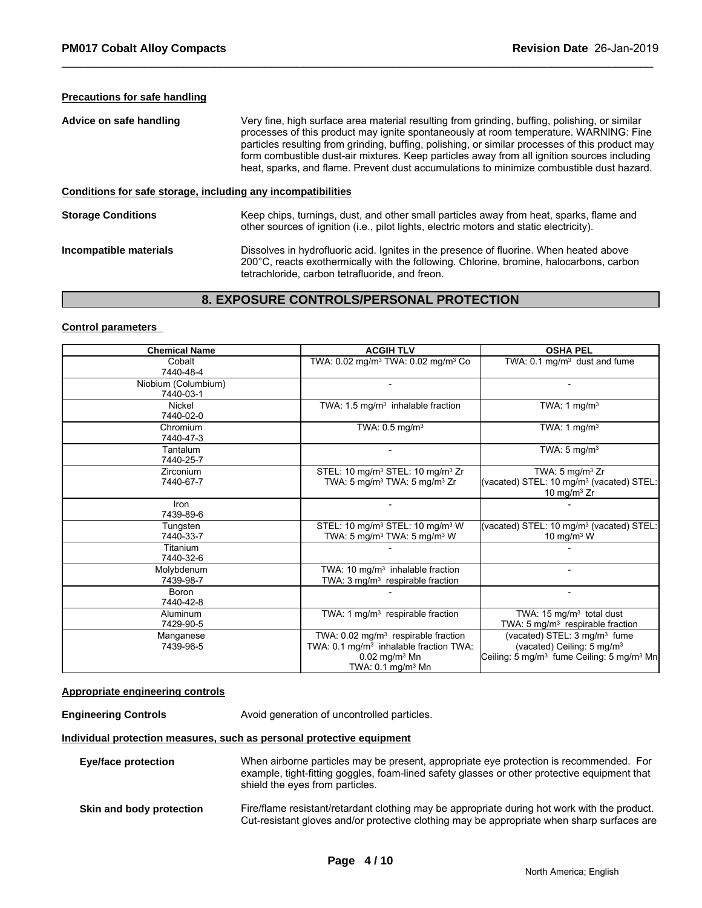**Precautions for safe handling**

**Advice on safe handling** Very fine, high surface area material resulting from grinding, buffing, polishing, or similar processes of this product may ignite spontaneously at room temperature. WARNING: Fine particles resulting from grinding, buffing, polishing, or similar processes of this product may form combustible dust-air mixtures. Keep particles away from all ignition sources including heat, sparks, and flame. Prevent dust accumulations to minimize combustible dust hazard.

**Conditions for safe storage, including any incompatibilities**

**Storage Conditions** Keep chips, turnings, dust, and other small particles away from heat, sparks, flame and other sources of ignition (i.e., pilot lights, electric motors and static electricity).

**Incompatible materials** Dissolves in hydrofluoric acid. Ignites in the presence of fluorine. When heated above 200°C, reacts exothermically with the following. Chlorine, bromine, halocarbons, carbon tetrachloride, carbon tetrafluoride, and freon.

## 8. EXPOSURE CONTROLS/PERSONAL PROTECTION

**Control parameters**

| Chemical Name | ACGIH TLV | OSHA PEL |
|---|---|---|
| Cobalt<br>7440-48-4 | TWA: 0.02 mg/m³ TWA: 0.02 mg/m³ Co | TWA: 0.1 mg/m³ dust and fume |
| Niobium (Columbium)<br>7440-03-1 | - | - |
| Nickel<br>7440-02-0 | TWA: 1.5 mg/m³ inhalable fraction | TWA: 1 mg/m³ |
| Chromium<br>7440-47-3 | TWA: 0.5 mg/m³ | TWA: 1 mg/m³ |
| Tantalum<br>7440-25-7 | - | TWA: 5 mg/m³ |
| Zirconium<br>7440-67-7 | STEL: 10 mg/m³ STEL: 10 mg/m³ Zr<br>TWA: 5 mg/m³ TWA: 5 mg/m³ Zr | TWA: 5 mg/m³ Zr<br>(vacated) STEL: 10 mg/m³ (vacated) STEL: 10 mg/m³ Zr |
| Iron<br>7439-89-6 | - | - |
| Tungsten<br>7440-33-7 | STEL: 10 mg/m³ STEL: 10 mg/m³ W<br>TWA: 5 mg/m³ TWA: 5 mg/m³ W | (vacated) STEL: 10 mg/m³ (vacated) STEL: 10 mg/m³ W |
| Titanium<br>7440-32-6 | - | - |
| Molybdenum<br>7439-98-7 | TWA: 10 mg/m³ inhalable fraction<br>TWA: 3 mg/m³ respirable fraction | - |
| Boron<br>7440-42-8 | - | - |
| Aluminum<br>7429-90-5 | TWA: 1 mg/m³ respirable fraction | TWA: 15 mg/m³ total dust<br>TWA: 5 mg/m³ respirable fraction |
| Manganese<br>7439-96-5 | TWA: 0.02 mg/m³ respirable fraction<br>TWA: 0.1 mg/m³ inhalable fraction TWA: 0.02 mg/m³ Mn<br>TWA: 0.1 mg/m³ Mn | (vacated) STEL: 3 mg/m³ fume<br>(vacated) Ceiling: 5 mg/m³<br>Ceiling: 5 mg/m³ fume Ceiling: 5 mg/m³ Mn |

**Appropriate engineering controls**

**Engineering Controls** Avoid generation of uncontrolled particles.

**Individual protection measures, such as personal protective equipment**

**Eye/face protection** When airborne particles may be present, appropriate eye protection is recommended. For example, tight-fitting goggles, foam-lined safety glasses or other protective equipment that shield the eyes from particles.

**Skin and body protection** Fire/flame resistant/retardant clothing may be appropriate during hot work with the product. Cut-resistant gloves and/or protective clothing may be appropriate when sharp surfaces are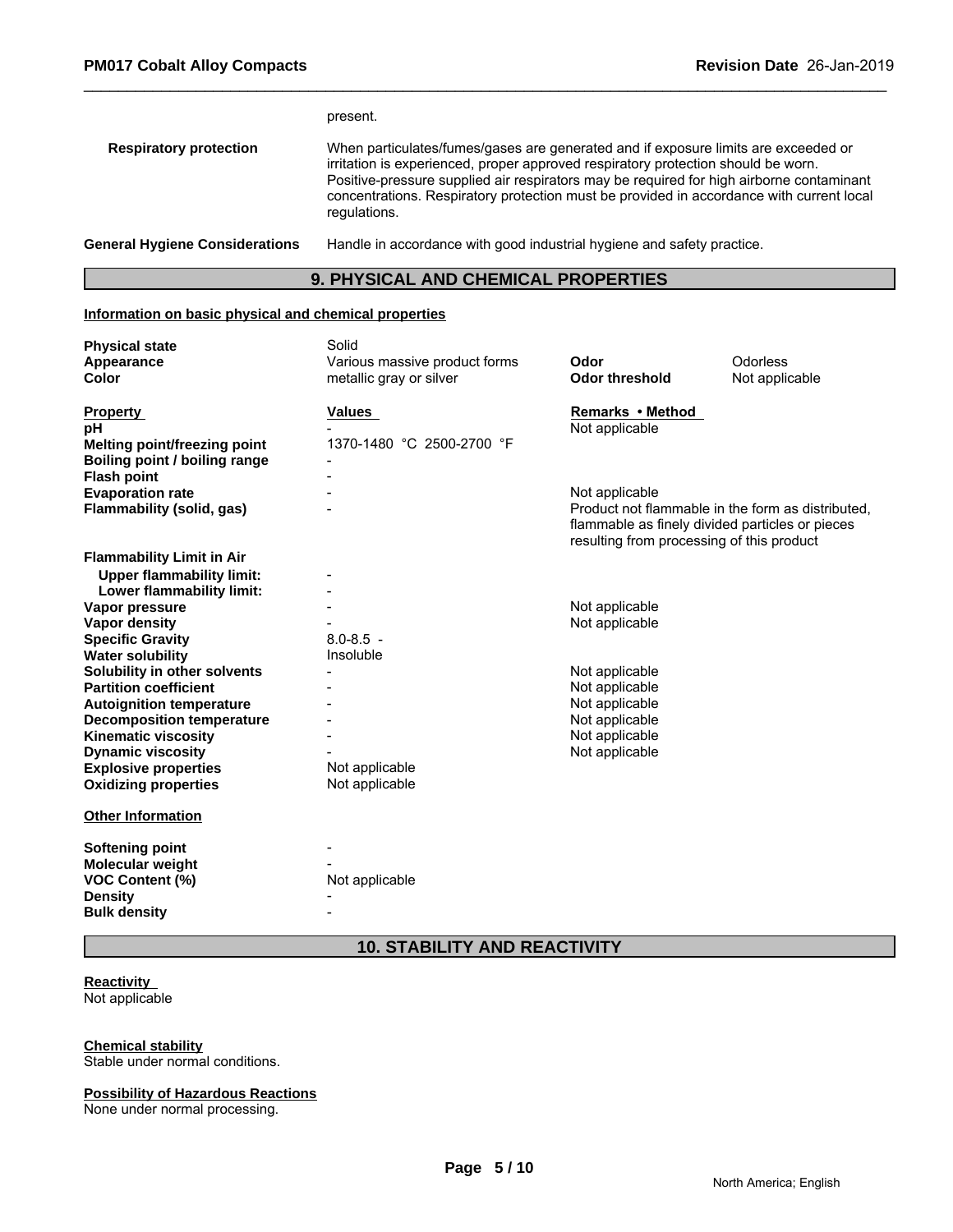present.

| | |
|---|---|
| **Respiratory protection** | When particulates/fumes/gases are generated and if exposure limits are exceeded or irritation is experienced, proper approved respiratory protection should be worn. Positive-pressure supplied air respirators may be required for high airborne contaminant concentrations. Respiratory protection must be provided in accordance with current local regulations. |
| **General Hygiene Considerations** | Handle in accordance with good industrial hygiene and safety practice. |

## 9. PHYSICAL AND CHEMICAL PROPERTIES

**Information on basic physical and chemical properties**

| | | | |
|---|---|---|---|
| **Physical state** | Solid | | |
| **Appearance** | Various massive product forms | **Odor** | Odorless |
| **Color** | metallic gray or silver | **Odor threshold** | Not applicable |

| **Property** | **Values** | **Remarks • Method** |
|---|---|---|
| **pH** | - | Not applicable |
| **Melting point/freezing point** | 1370-1480 °C 2500-2700 °F | |
| **Boiling point / boiling range** | - | |
| **Flash point** | - | |
| **Evaporation rate** | - | Not applicable |
| **Flammability (solid, gas)** | - | Product not flammable in the form as distributed, flammable as finely divided particles or pieces resulting from processing of this product |
| **Flammability Limit in Air** | | |
| **Upper flammability limit:** | - | |
| **Lower flammability limit:** | - | |
| **Vapor pressure** | - | Not applicable |
| **Vapor density** | - | Not applicable |
| **Specific Gravity** | 8.0-8.5 - | |
| **Water solubility** | Insoluble | |
| **Solubility in other solvents** | - | Not applicable |
| **Partition coefficient** | - | Not applicable |
| **Autoignition temperature** | - | Not applicable |
| **Decomposition temperature** | - | Not applicable |
| **Kinematic viscosity** | - | Not applicable |
| **Dynamic viscosity** | - | Not applicable |
| **Explosive properties** | Not applicable | |
| **Oxidizing properties** | Not applicable | |

**Other Information**

| | |
|---|---|
| **Softening point** | - |
| **Molecular weight** | - |
| **VOC Content (%)** | Not applicable |
| **Density** | - |
| **Bulk density** | - |

## 10. STABILITY AND REACTIVITY

**Reactivity**
Not applicable

**Chemical stability**
Stable under normal conditions.

**Possibility of Hazardous Reactions**
None under normal processing.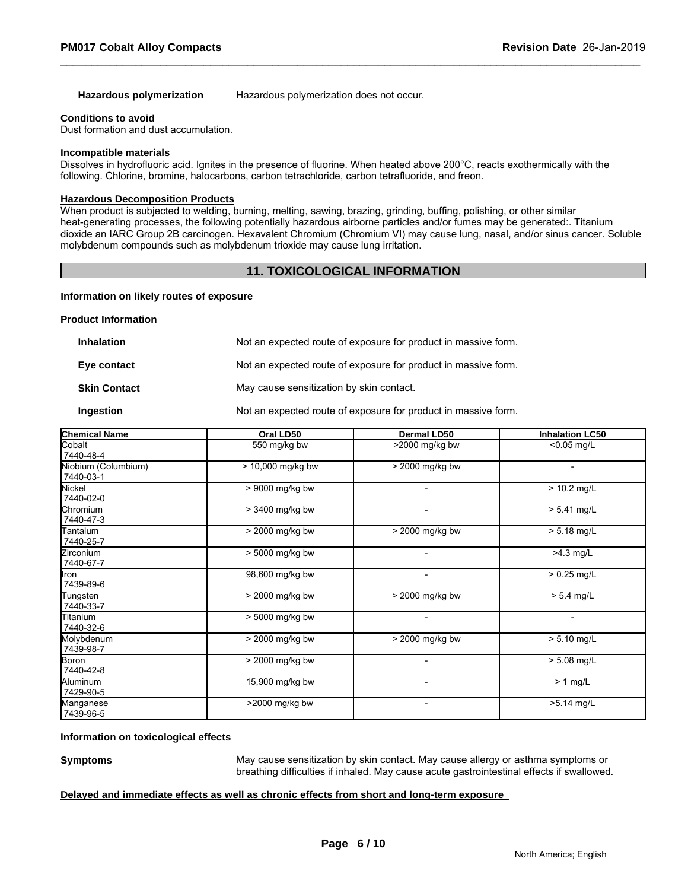**Hazardous polymerization** Hazardous polymerization does not occur.

**Conditions to avoid**

Dust formation and dust accumulation.

**Incompatible materials**

Dissolves in hydrofluoric acid. Ignites in the presence of fluorine. When heated above 200°C, reacts exothermically with the following. Chlorine, bromine, halocarbons, carbon tetrachloride, carbon tetrafluoride, and freon.

**Hazardous Decomposition Products**

When product is subjected to welding, burning, melting, sawing, brazing, grinding, buffing, polishing, or other similar heat-generating processes, the following potentially hazardous airborne particles and/or fumes may be generated:. Titanium dioxide an IARC Group 2B carcinogen. Hexavalent Chromium (Chromium VI) may cause lung, nasal, and/or sinus cancer. Soluble molybdenum compounds such as molybdenum trioxide may cause lung irritation.

## 11. TOXICOLOGICAL INFORMATION

**Information on likely routes of exposure**

**Product Information**

**Inhalation** Not an expected route of exposure for product in massive form.

**Eye contact** Not an expected route of exposure for product in massive form.

**Skin Contact** May cause sensitization by skin contact.

**Ingestion** Not an expected route of exposure for product in massive form.

| Chemical Name | Oral LD50 | Dermal LD50 | Inhalation LC50 |
|---|---|---|---|
| Cobalt<br>7440-48-4 | 550 mg/kg bw | >2000 mg/kg bw | <0.05 mg/L |
| Niobium (Columbium)<br>7440-03-1 | > 10,000 mg/kg bw | > 2000 mg/kg bw | - |
| Nickel<br>7440-02-0 | > 9000 mg/kg bw | - | > 10.2 mg/L |
| Chromium<br>7440-47-3 | > 3400 mg/kg bw | - | > 5.41 mg/L |
| Tantalum<br>7440-25-7 | > 2000 mg/kg bw | > 2000 mg/kg bw | > 5.18 mg/L |
| Zirconium<br>7440-67-7 | > 5000 mg/kg bw | - | >4.3 mg/L |
| Iron<br>7439-89-6 | 98,600 mg/kg bw | - | > 0.25 mg/L |
| Tungsten<br>7440-33-7 | > 2000 mg/kg bw | > 2000 mg/kg bw | > 5.4 mg/L |
| Titanium<br>7440-32-6 | > 5000 mg/kg bw | - | - |
| Molybdenum<br>7439-98-7 | > 2000 mg/kg bw | > 2000 mg/kg bw | > 5.10 mg/L |
| Boron<br>7440-42-8 | > 2000 mg/kg bw | - | > 5.08 mg/L |
| Aluminum<br>7429-90-5 | 15,900 mg/kg bw | - | > 1 mg/L |
| Manganese<br>7439-96-5 | >2000 mg/kg bw | - | >5.14 mg/L |

**Information on toxicological effects**

**Symptoms** May cause sensitization by skin contact. May cause allergy or asthma symptoms or breathing difficulties if inhaled. May cause acute gastrointestinal effects if swallowed.

**Delayed and immediate effects as well as chronic effects from short and long-term exposure**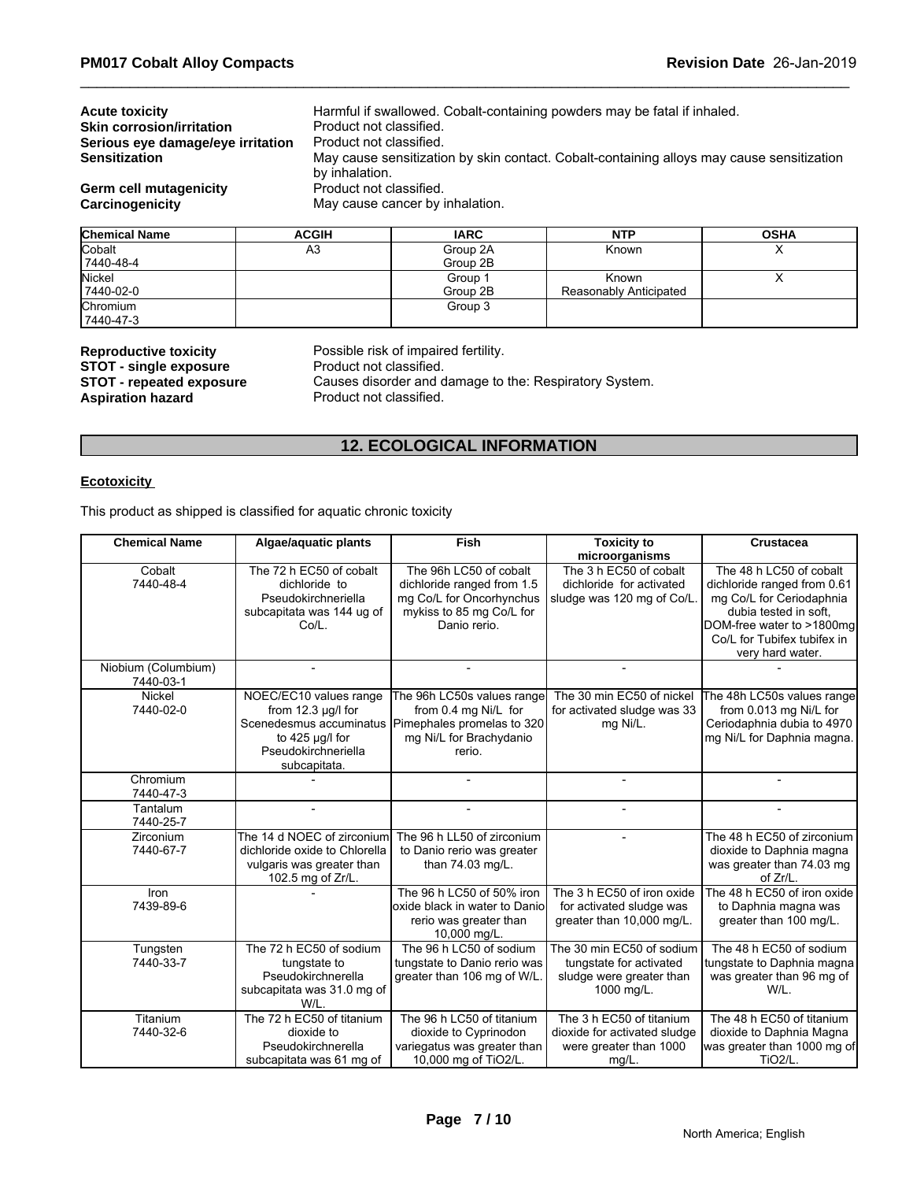**Acute toxicity** Harmful if swallowed. Cobalt-containing powders may be fatal if inhaled.
**Skin corrosion/irritation** Product not classified.
**Serious eye damage/eye irritation** Product not classified.
**Sensitization** May cause sensitization by skin contact. Cobalt-containing alloys may cause sensitization by inhalation.
**Germ cell mutagenicity** Product not classified.
**Carcinogenicity** May cause cancer by inhalation.

| Chemical Name | ACGIH | IARC | NTP | OSHA |
|---|---|---|---|---|
| Cobalt<br>7440-48-4 | A3 | Group 2A<br>Group 2B | Known | X |
| Nickel<br>7440-02-0 | | Group 1<br>Group 2B | Known<br>Reasonably Anticipated | X |
| Chromium<br>7440-47-3 | | Group 3 | | |

**Reproductive toxicity** Possible risk of impaired fertility.
**STOT - single exposure** Product not classified.
**STOT - repeated exposure** Causes disorder and damage to the: Respiratory System.
**Aspiration hazard** Product not classified.

## 12. ECOLOGICAL INFORMATION

**Ecotoxicity**

This product as shipped is classified for aquatic chronic toxicity

| Chemical Name | Algae/aquatic plants | Fish | Toxicity to microorganisms | Crustacea |
|---|---|---|---|---|
| Cobalt<br>7440-48-4 | The 72 h EC50 of cobalt dichloride to Pseudokirchneriella subcapitata was 144 ug of Co/L. | The 96h LC50 of cobalt dichloride ranged from 1.5 mg Co/L for Oncorhynchus mykiss to 85 mg Co/L for Danio rerio. | The 3 h EC50 of cobalt dichloride for activated sludge was 120 mg of Co/L. | The 48 h LC50 of cobalt dichloride ranged from 0.61 mg Co/L for Ceriodaphnia dubia tested in soft, DOM-free water to >1800mg Co/L for Tubifex tubifex in very hard water. |
| Niobium (Columbium)<br>7440-03-1 | - | - | - | - |
| Nickel<br>7440-02-0 | NOEC/EC10 values range from 12.3 µg/l for Scenedesmus accuminatus to 425 µg/l for Pseudokirchneriella subcapitata. | The 96h LC50s values range from 0.4 mg Ni/L for Pimephales promelas to 320 mg Ni/L for Brachydanio rerio. | The 30 min EC50 of nickel for activated sludge was 33 mg Ni/L. | The 48h LC50s values range from 0.013 mg Ni/L for Ceriodaphnia dubia to 4970 mg Ni/L for Daphnia magna. |
| Chromium<br>7440-47-3 | - | - | - | - |
| Tantalum<br>7440-25-7 | - | - | - | - |
| Zirconium<br>7440-67-7 | The 14 d NOEC of zirconium dichloride oxide to Chlorella vulgaris was greater than 102.5 mg of Zr/L. | The 96 h LL50 of zirconium to Danio rerio was greater than 74.03 mg/L. | - | The 48 h EC50 of zirconium dioxide to Daphnia magna was greater than 74.03 mg of Zr/L. |
| Iron<br>7439-89-6 | - | The 96 h LC50 of 50% iron oxide black in water to Danio rerio was greater than 10,000 mg/L. | The 3 h EC50 of iron oxide for activated sludge was greater than 10,000 mg/L. | The 48 h EC50 of iron oxide to Daphnia magna was greater than 100 mg/L. |
| Tungsten<br>7440-33-7 | The 72 h EC50 of sodium tungstate to Pseudokirchnerella subcapitata was 31.0 mg of W/L. | The 96 h LC50 of sodium tungstate to Danio rerio was greater than 106 mg of W/L. | The 30 min EC50 of sodium tungstate for activated sludge were greater than 1000 mg/L. | The 48 h EC50 of sodium tungstate to Daphnia magna was greater than 96 mg of W/L. |
| Titanium<br>7440-32-6 | The 72 h EC50 of titanium dioxide to Pseudokirchnerella subcapitata was 61 mg of | The 96 h LC50 of titanium dioxide to Cyprinodon variegatus was greater than 10,000 mg of TiO2/L. | The 3 h EC50 of titanium dioxide for activated sludge were greater than 1000 mg/L. | The 48 h EC50 of titanium dioxide to Daphnia Magna was greater than 1000 mg of TiO2/L. |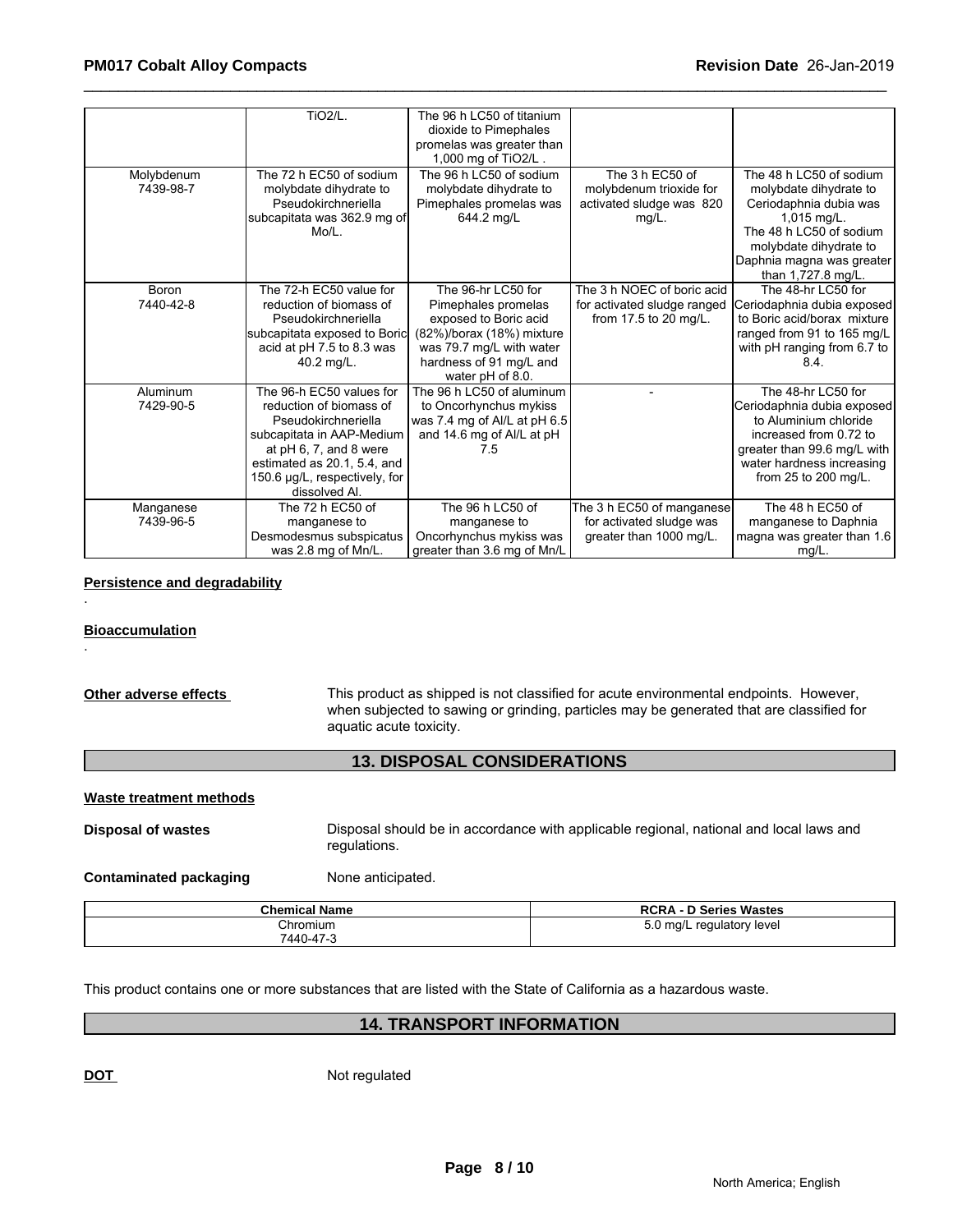| | | | | |
|---|---|---|---|---|
| | TiO2/L. | The 96 h LC50 of titanium dioxide to Pimephales promelas was greater than 1,000 mg of TiO2/L . | | |
| Molybdenum 7439-98-7 | The 72 h EC50 of sodium molybdate dihydrate to Pseudokirchneriella subcapitata was 362.9 mg of Mo/L. | The 96 h LC50 of sodium molybdate dihydrate to Pimephales promelas was 644.2 mg/L | The 3 h EC50 of molybdenum trioxide for activated sludge was 820 mg/L. | The 48 h LC50 of sodium molybdate dihydrate to Ceriodaphnia dubia was 1,015 mg/L. The 48 h LC50 of sodium molybdate dihydrate to Daphnia magna was greater than 1,727.8 mg/L. |
| Boron 7440-42-8 | The 72-h EC50 value for reduction of biomass of Pseudokirchneriella subcapitata exposed to Boric acid at pH 7.5 to 8.3 was 40.2 mg/L. | The 96-hr LC50 for Pimephales promelas exposed to Boric acid (82%)/borax (18%) mixture was 79.7 mg/L with water hardness of 91 mg/L and water pH of 8.0. | The 3 h NOEC of boric acid for activated sludge ranged from 17.5 to 20 mg/L. | The 48-hr LC50 for Ceriodaphnia dubia exposed to Boric acid/borax mixture ranged from 91 to 165 mg/L with pH ranging from 6.7 to 8.4. |
| Aluminum 7429-90-5 | The 96-h EC50 values for reduction of biomass of Pseudokirchneriella subcapitata in AAP-Medium at pH 6, 7, and 8 were estimated as 20.1, 5.4, and 150.6 µg/L, respectively, for dissolved Al. | The 96 h LC50 of aluminum to Oncorhynchus mykiss was 7.4 mg of Al/L at pH 6.5 and 14.6 mg of Al/L at pH 7.5 | - | The 48-hr LC50 for Ceriodaphnia dubia exposed to Aluminium chloride increased from 0.72 to greater than 99.6 mg/L with water hardness increasing from 25 to 200 mg/L. |
| Manganese 7439-96-5 | The 72 h EC50 of manganese to Desmodesmus subspicatus was 2.8 mg of Mn/L. | The 96 h LC50 of manganese to Oncorhynchus mykiss was greater than 3.6 mg of Mn/L | The 3 h EC50 of manganese for activated sludge was greater than 1000 mg/L. | The 48 h EC50 of manganese to Daphnia magna was greater than 1.6 mg/L. |

**Persistence and degradability**

.

**Bioaccumulation**

.

**Other adverse effects** This product as shipped is not classified for acute environmental endpoints. However, when subjected to sawing or grinding, particles may be generated that are classified for aquatic acute toxicity.

## 13. DISPOSAL CONSIDERATIONS

**Waste treatment methods**

**Disposal of wastes** Disposal should be in accordance with applicable regional, national and local laws and regulations.

**Contaminated packaging** None anticipated.

| Chemical Name | RCRA - D Series Wastes |
|---|---|
| Chromium 7440-47-3 | 5.0 mg/L regulatory level |

This product contains one or more substances that are listed with the State of California as a hazardous waste.

## 14. TRANSPORT INFORMATION

**DOT** Not regulated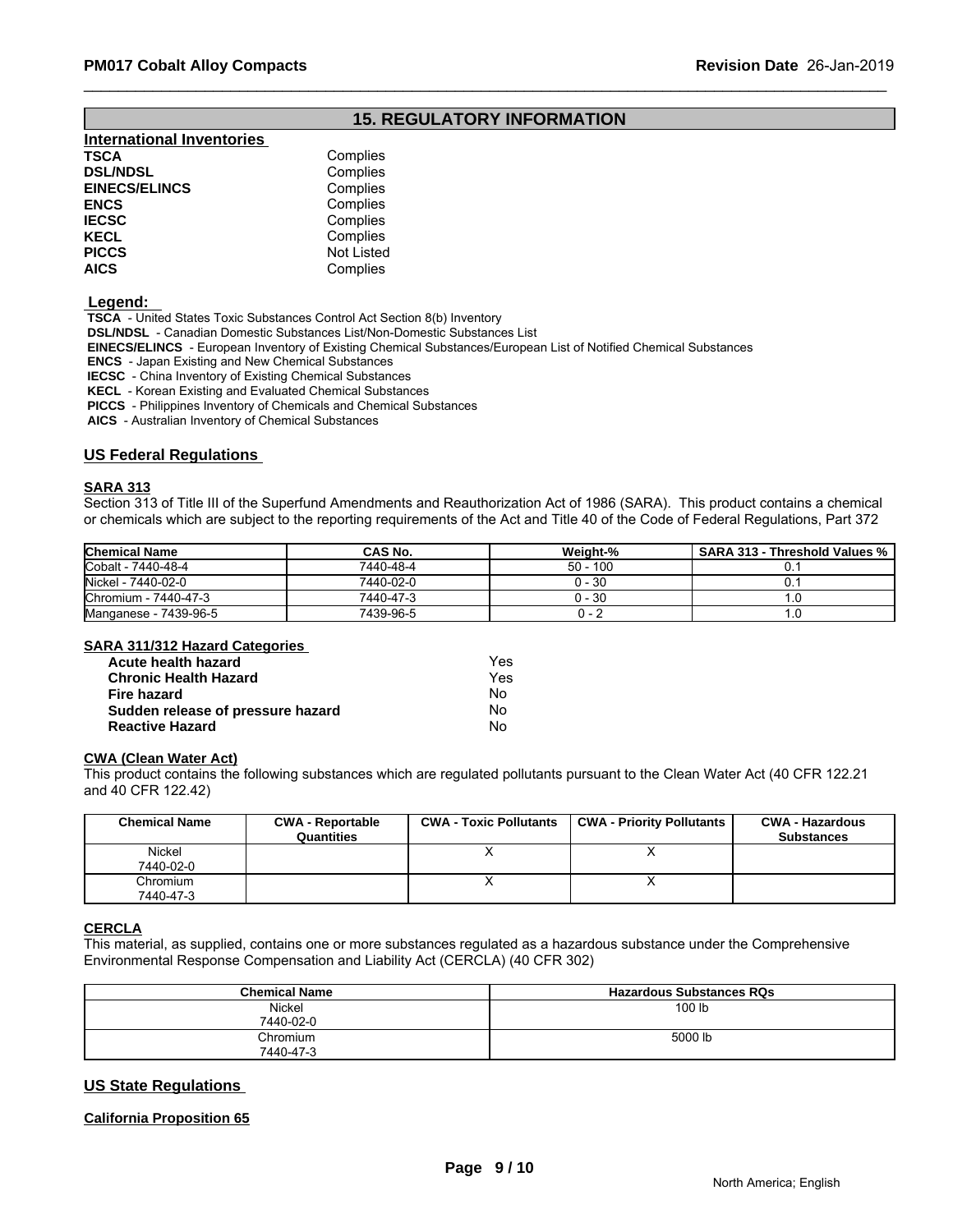## 15. REGULATORY INFORMATION

### International Inventories

| | |
|---|---|
| **TSCA** | Complies |
| **DSL/NDSL** | Complies |
| **EINECS/ELINCS** | Complies |
| **ENCS** | Complies |
| **IECSC** | Complies |
| **KECL** | Complies |
| **PICCS** | Not Listed |
| **AICS** | Complies |

**Legend:**

**TSCA** - United States Toxic Substances Control Act Section 8(b) Inventory
**DSL/NDSL** - Canadian Domestic Substances List/Non-Domestic Substances List
**EINECS/ELINCS** - European Inventory of Existing Chemical Substances/European List of Notified Chemical Substances
**ENCS** - Japan Existing and New Chemical Substances
**IECSC** - China Inventory of Existing Chemical Substances
**KECL** - Korean Existing and Evaluated Chemical Substances
**PICCS** - Philippines Inventory of Chemicals and Chemical Substances
**AICS** - Australian Inventory of Chemical Substances

### US Federal Regulations

**SARA 313**

Section 313 of Title III of the Superfund Amendments and Reauthorization Act of 1986 (SARA). This product contains a chemical or chemicals which are subject to the reporting requirements of the Act and Title 40 of the Code of Federal Regulations, Part 372

| Chemical Name | CAS No. | Weight-% | SARA 313 - Threshold Values % |
|---|---|---|---|
| Cobalt - 7440-48-4 | 7440-48-4 | 50 - 100 | 0.1 |
| Nickel - 7440-02-0 | 7440-02-0 | 0 - 30 | 0.1 |
| Chromium - 7440-47-3 | 7440-47-3 | 0 - 30 | 1.0 |
| Manganese - 7439-96-5 | 7439-96-5 | 0 - 2 | 1.0 |

**SARA 311/312 Hazard Categories**

| | |
|---|---|
| **Acute health hazard** | Yes |
| **Chronic Health Hazard** | Yes |
| **Fire hazard** | No |
| **Sudden release of pressure hazard** | No |
| **Reactive Hazard** | No |

**CWA (Clean Water Act)**

This product contains the following substances which are regulated pollutants pursuant to the Clean Water Act (40 CFR 122.21 and 40 CFR 122.42)

| Chemical Name | CWA - Reportable Quantities | CWA - Toxic Pollutants | CWA - Priority Pollutants | CWA - Hazardous Substances |
|---|---|---|---|---|
| Nickel 7440-02-0 | | X | X | |
| Chromium 7440-47-3 | | X | X | |

**CERCLA**

This material, as supplied, contains one or more substances regulated as a hazardous substance under the Comprehensive Environmental Response Compensation and Liability Act (CERCLA) (40 CFR 302)

| Chemical Name | Hazardous Substances RQs |
|---|---|
| Nickel 7440-02-0 | 100 lb |
| Chromium 7440-47-3 | 5000 lb |

### US State Regulations

**California Proposition 65**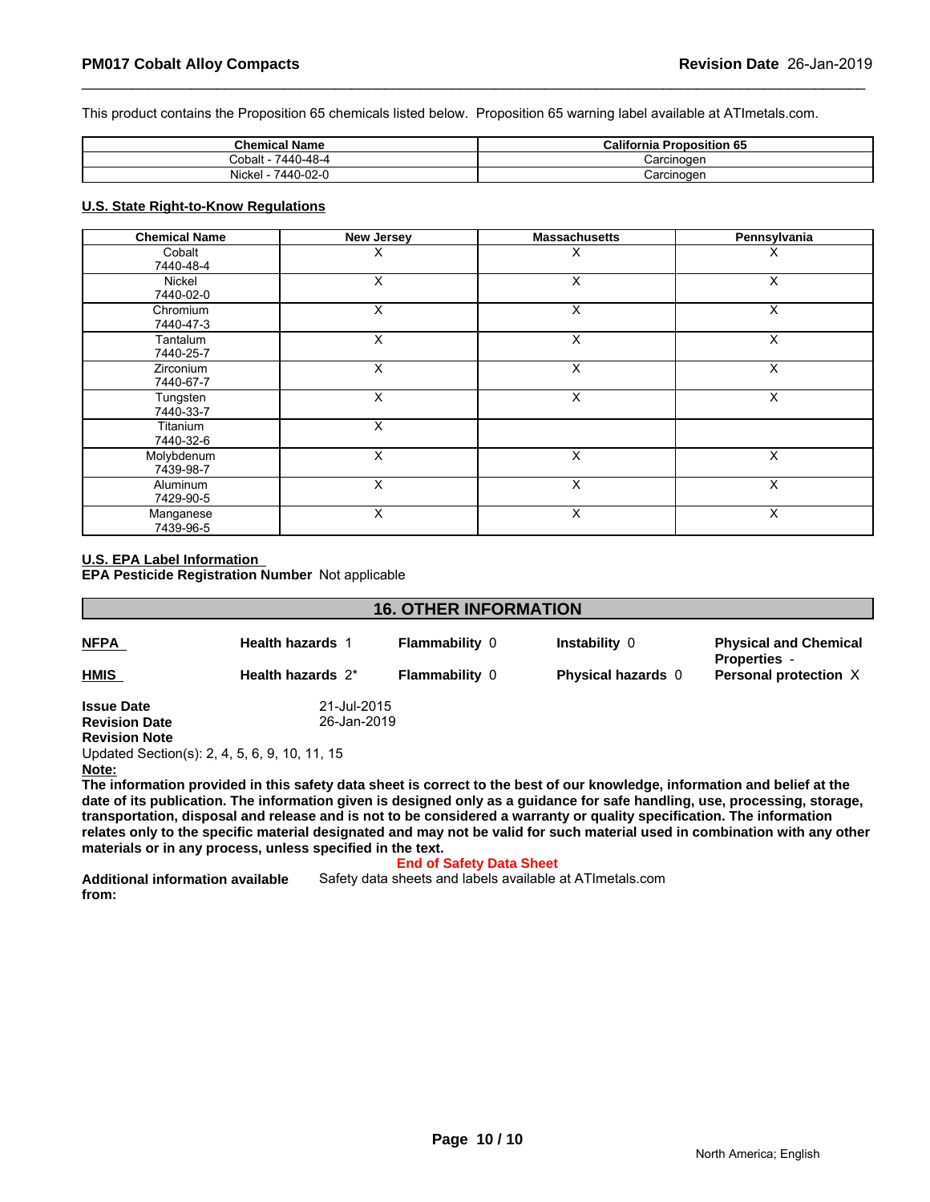This product contains the Proposition 65 chemicals listed below. Proposition 65 warning label available at ATImetals.com.

| Chemical Name | California Proposition 65 |
|---|---|
| Cobalt - 7440-48-4 | Carcinogen |
| Nickel - 7440-02-0 | Carcinogen |

**U.S. State Right-to-Know Regulations**

| Chemical Name | New Jersey | Massachusetts | Pennsylvania |
|---|---|---|---|
| Cobalt 7440-48-4 | X | X | X |
| Nickel 7440-02-0 | X | X | X |
| Chromium 7440-47-3 | X | X | X |
| Tantalum 7440-25-7 | X | X | X |
| Zirconium 7440-67-7 | X | X | X |
| Tungsten 7440-33-7 | X | X | X |
| Titanium 7440-32-6 | X | | |
| Molybdenum 7439-98-7 | X | X | X |
| Aluminum 7429-90-5 | X | X | X |
| Manganese 7439-96-5 | X | X | X |

**U.S. EPA Label Information**

**EPA Pesticide Registration Number** Not applicable

## 16. OTHER INFORMATION

| | | | | |
|---|---|---|---|---|
| **NFPA** | **Health hazards** 1 | **Flammability** 0 | **Instability** 0 | **Physical and Chemical Properties** - |
| **HMIS** | **Health hazards** 2* | **Flammability** 0 | **Physical hazards** 0 | **Personal protection** X |

**Issue Date** 21-Jul-2015

**Revision Date** 26-Jan-2019

**Revision Note**

Updated Section(s): 2, 4, 5, 6, 9, 10, 11, 15

**Note:**

**The information provided in this safety data sheet is correct to the best of our knowledge, information and belief at the date of its publication. The information given is designed only as a guidance for safe handling, use, processing, storage, transportation, disposal and release and is not to be considered a warranty or quality specification. The information relates only to the specific material designated and may not be valid for such material used in combination with any other materials or in any process, unless specified in the text.**

**End of Safety Data Sheet**

**Additional information available from:** Safety data sheets and labels available at ATImetals.com